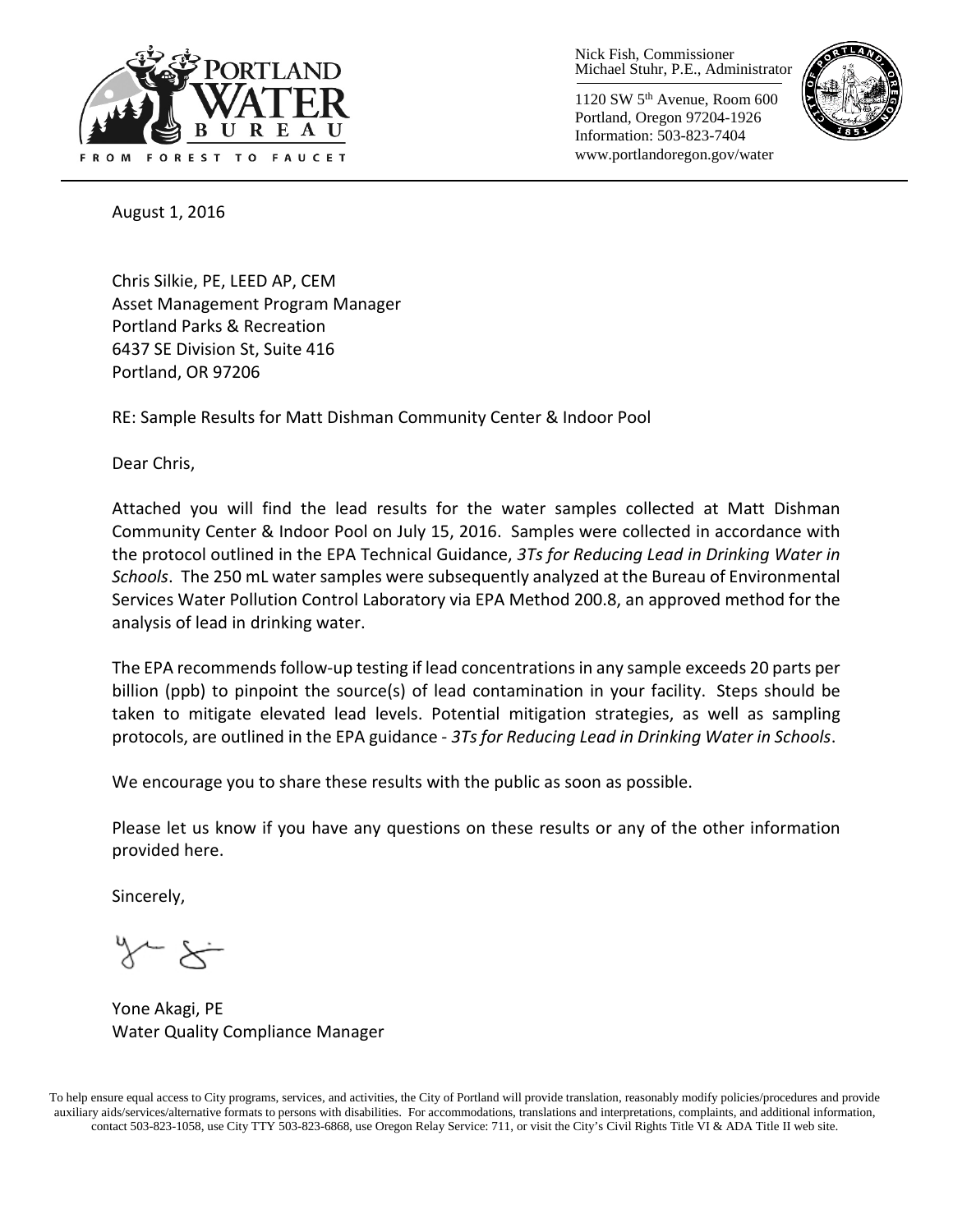Nick Fish, Commissioner
Michael Stuhr, P.E., Administrator

1120 SW 5th Avenue, Room 600
Portland, Oregon 97204-1926
Information: 503-823-7404
www.portlandoregon.gov/water

August 1, 2016

Chris Silkie, PE, LEED AP, CEM
Asset Management Program Manager
Portland Parks & Recreation
6437 SE Division St, Suite 416
Portland, OR 97206

RE: Sample Results for Matt Dishman Community Center & Indoor Pool

Dear Chris,

Attached you will find the lead results for the water samples collected at Matt Dishman Community Center & Indoor Pool on July 15, 2016. Samples were collected in accordance with the protocol outlined in the EPA Technical Guidance, *3Ts for Reducing Lead in Drinking Water in Schools*. The 250 mL water samples were subsequently analyzed at the Bureau of Environmental Services Water Pollution Control Laboratory via EPA Method 200.8, an approved method for the analysis of lead in drinking water.

The EPA recommends follow-up testing if lead concentrations in any sample exceeds 20 parts per billion (ppb) to pinpoint the source(s) of lead contamination in your facility. Steps should be taken to mitigate elevated lead levels. Potential mitigation strategies, as well as sampling protocols, are outlined in the EPA guidance - *3Ts for Reducing Lead in Drinking Water in Schools*.

We encourage you to share these results with the public as soon as possible.

Please let us know if you have any questions on these results or any of the other information provided here.

Sincerely,

Yone Akagi, PE
Water Quality Compliance Manager

To help ensure equal access to City programs, services, and activities, the City of Portland will provide translation, reasonably modify policies/procedures and provide auxiliary aids/services/alternative formats to persons with disabilities. For accommodations, translations and interpretations, complaints, and additional information, contact 503-823-1058, use City TTY 503-823-6868, use Oregon Relay Service: 711, or visit the City's Civil Rights Title VI & ADA Title II web site.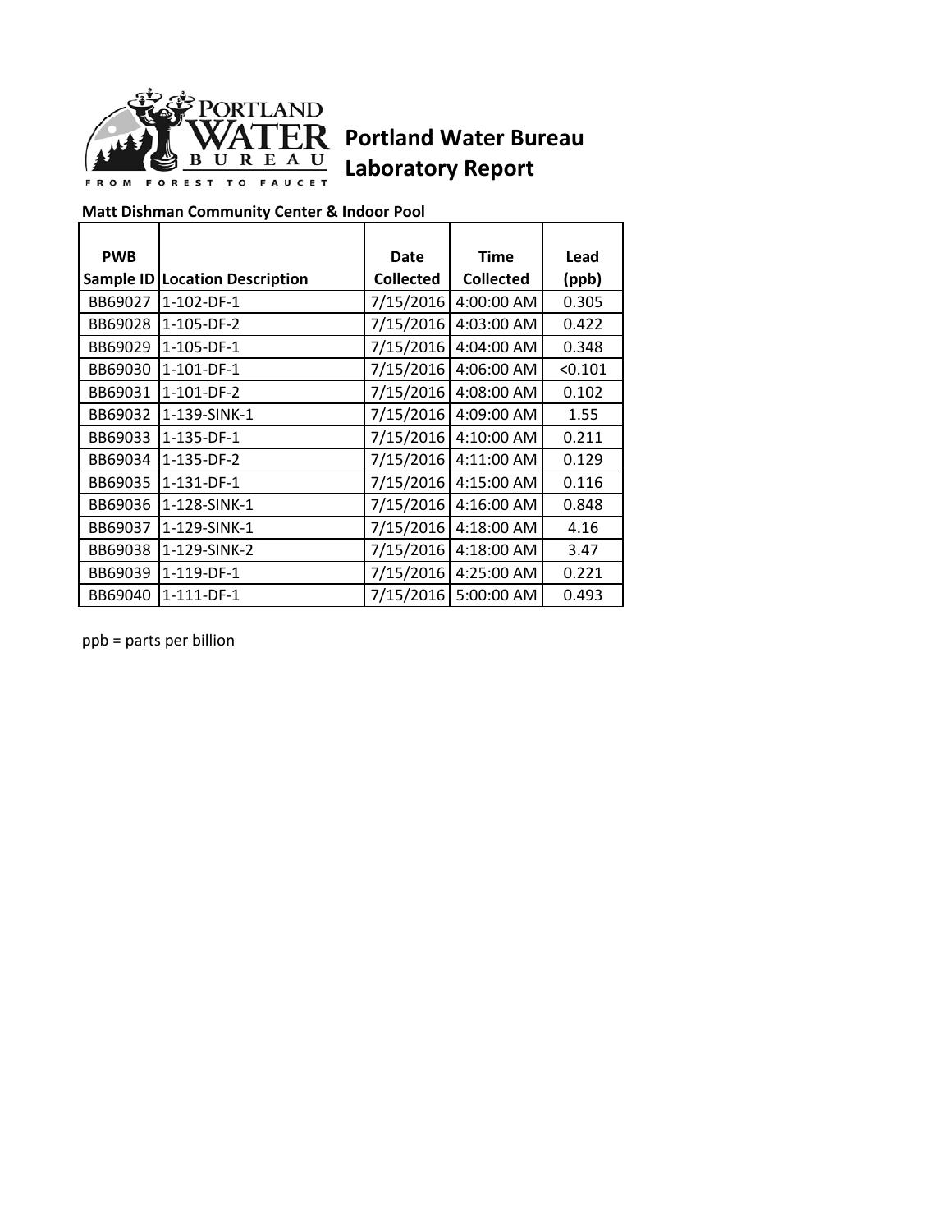# Portland Water Bureau Laboratory Report

**Matt Dishman Community Center & Indoor Pool**

| PWB Sample ID | Location Description | Date Collected | Time Collected | Lead (ppb) |
|---|---|---|---|---|
| BB69027 | 1-102-DF-1 | 7/15/2016 | 4:00:00 AM | 0.305 |
| BB69028 | 1-105-DF-2 | 7/15/2016 | 4:03:00 AM | 0.422 |
| BB69029 | 1-105-DF-1 | 7/15/2016 | 4:04:00 AM | 0.348 |
| BB69030 | 1-101-DF-1 | 7/15/2016 | 4:06:00 AM | <0.101 |
| BB69031 | 1-101-DF-2 | 7/15/2016 | 4:08:00 AM | 0.102 |
| BB69032 | 1-139-SINK-1 | 7/15/2016 | 4:09:00 AM | 1.55 |
| BB69033 | 1-135-DF-1 | 7/15/2016 | 4:10:00 AM | 0.211 |
| BB69034 | 1-135-DF-2 | 7/15/2016 | 4:11:00 AM | 0.129 |
| BB69035 | 1-131-DF-1 | 7/15/2016 | 4:15:00 AM | 0.116 |
| BB69036 | 1-128-SINK-1 | 7/15/2016 | 4:16:00 AM | 0.848 |
| BB69037 | 1-129-SINK-1 | 7/15/2016 | 4:18:00 AM | 4.16 |
| BB69038 | 1-129-SINK-2 | 7/15/2016 | 4:18:00 AM | 3.47 |
| BB69039 | 1-119-DF-1 | 7/15/2016 | 4:25:00 AM | 0.221 |
| BB69040 | 1-111-DF-1 | 7/15/2016 | 5:00:00 AM | 0.493 |

ppb = parts per billion